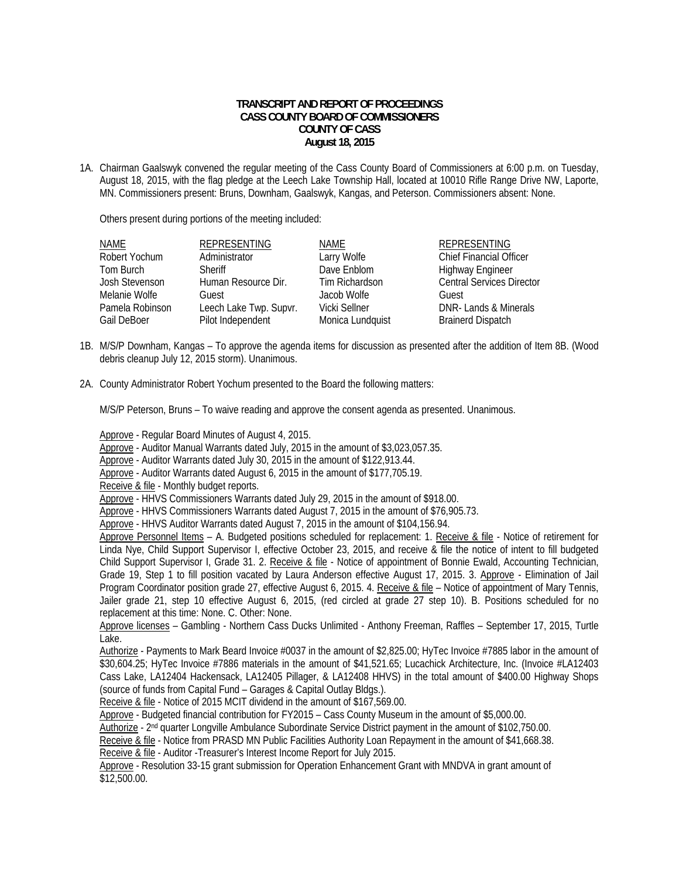**TRANSCRIPT AND REPORT OF PROCEEDINGS**
**CASS COUNTY BOARD OF COMMISSIONERS**
**COUNTY OF CASS**
**August 18, 2015**

1A. Chairman Gaalswyk convened the regular meeting of the Cass County Board of Commissioners at 6:00 p.m. on Tuesday, August 18, 2015, with the flag pledge at the Leech Lake Township Hall, located at 10010 Rifle Range Drive NW, Laporte, MN. Commissioners present: Bruns, Downham, Gaalswyk, Kangas, and Peterson. Commissioners absent: None.

Others present during portions of the meeting included:

| NAME | REPRESENTING | NAME | REPRESENTING |
|---|---|---|---|
| Robert Yochum | Administrator | Larry Wolfe | Chief Financial Officer |
| Tom Burch | Sheriff | Dave Enblom | Highway Engineer |
| Josh Stevenson | Human Resource Dir. | Tim Richardson | Central Services Director |
| Melanie Wolfe | Guest | Jacob Wolfe | Guest |
| Pamela Robinson | Leech Lake Twp. Supvr. | Vicki Sellner | DNR- Lands & Minerals |
| Gail DeBoer | Pilot Independent | Monica Lundquist | Brainerd Dispatch |

1B. M/S/P Downham, Kangas – To approve the agenda items for discussion as presented after the addition of Item 8B. (Wood debris cleanup July 12, 2015 storm). Unanimous.

2A. County Administrator Robert Yochum presented to the Board the following matters:

M/S/P Peterson, Bruns – To waive reading and approve the consent agenda as presented. Unanimous.

Approve - Regular Board Minutes of August 4, 2015.
Approve - Auditor Manual Warrants dated July, 2015 in the amount of $3,023,057.35.
Approve - Auditor Warrants dated July 30, 2015 in the amount of $122,913.44.
Approve - Auditor Warrants dated August 6, 2015 in the amount of $177,705.19.
Receive & file - Monthly budget reports.
Approve - HHVS Commissioners Warrants dated July 29, 2015 in the amount of $918.00.
Approve - HHVS Commissioners Warrants dated August 7, 2015 in the amount of $76,905.73.
Approve - HHVS Auditor Warrants dated August 7, 2015 in the amount of $104,156.94.
Approve Personnel Items – A. Budgeted positions scheduled for replacement: 1. Receive & file - Notice of retirement for Linda Nye, Child Support Supervisor I, effective October 23, 2015, and receive & file the notice of intent to fill budgeted Child Support Supervisor I, Grade 31. 2. Receive & file - Notice of appointment of Bonnie Ewald, Accounting Technician, Grade 19, Step 1 to fill position vacated by Laura Anderson effective August 17, 2015. 3. Approve - Elimination of Jail Program Coordinator position grade 27, effective August 6, 2015. 4. Receive & file – Notice of appointment of Mary Tennis, Jailer grade 21, step 10 effective August 6, 2015, (red circled at grade 27 step 10). B. Positions scheduled for no replacement at this time: None. C. Other: None.
Approve licenses – Gambling - Northern Cass Ducks Unlimited - Anthony Freeman, Raffles – September 17, 2015, Turtle Lake.
Authorize - Payments to Mark Beard Invoice #0037 in the amount of $2,825.00; HyTec Invoice #7885 labor in the amount of $30,604.25; HyTec Invoice #7886 materials in the amount of $41,521.65; Lucachick Architecture, Inc. (Invoice #LA12403 Cass Lake, LA12404 Hackensack, LA12405 Pillager, & LA12408 HHVS) in the total amount of $400.00 Highway Shops (source of funds from Capital Fund – Garages & Capital Outlay Bldgs.).
Receive & file - Notice of 2015 MCIT dividend in the amount of $167,569.00.
Approve - Budgeted financial contribution for FY2015 – Cass County Museum in the amount of $5,000.00.
Authorize - 2nd quarter Longville Ambulance Subordinate Service District payment in the amount of $102,750.00.
Receive & file - Notice from PRASD MN Public Facilities Authority Loan Repayment in the amount of $41,668.38.
Receive & file - Auditor -Treasurer's Interest Income Report for July 2015.
Approve - Resolution 33-15 grant submission for Operation Enhancement Grant with MNDVA in grant amount of $12,500.00.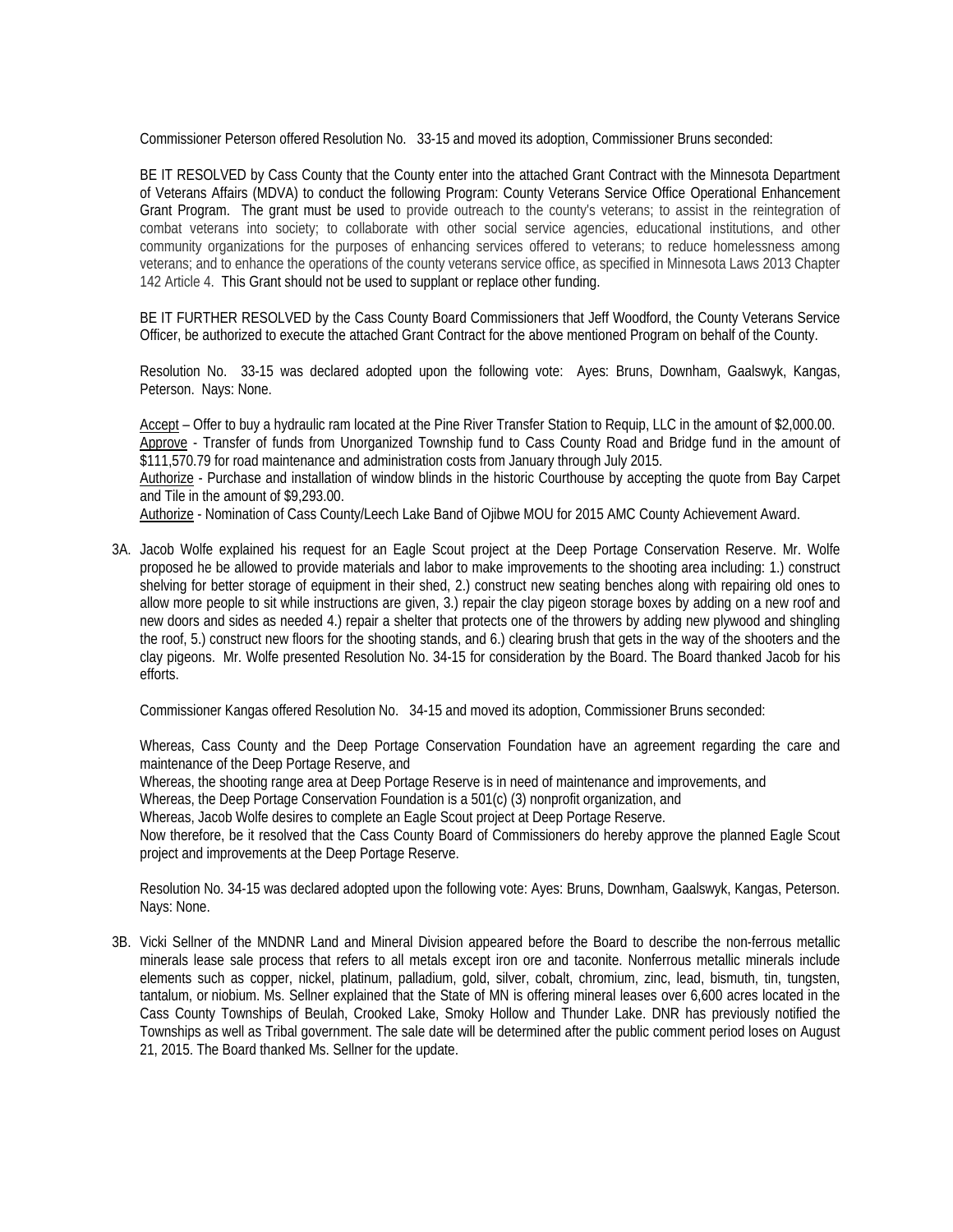Commissioner Peterson offered Resolution No. 33-15 and moved its adoption, Commissioner Bruns seconded:

BE IT RESOLVED by Cass County that the County enter into the attached Grant Contract with the Minnesota Department of Veterans Affairs (MDVA) to conduct the following Program: County Veterans Service Office Operational Enhancement Grant Program. The grant must be used to provide outreach to the county's veterans; to assist in the reintegration of combat veterans into society; to collaborate with other social service agencies, educational institutions, and other community organizations for the purposes of enhancing services offered to veterans; to reduce homelessness among veterans; and to enhance the operations of the county veterans service office, as specified in Minnesota Laws 2013 Chapter 142 Article 4. This Grant should not be used to supplant or replace other funding.

BE IT FURTHER RESOLVED by the Cass County Board Commissioners that Jeff Woodford, the County Veterans Service Officer, be authorized to execute the attached Grant Contract for the above mentioned Program on behalf of the County.

Resolution No. 33-15 was declared adopted upon the following vote: Ayes: Bruns, Downham, Gaalswyk, Kangas, Peterson. Nays: None.

Accept – Offer to buy a hydraulic ram located at the Pine River Transfer Station to Requip, LLC in the amount of $2,000.00.
Approve - Transfer of funds from Unorganized Township fund to Cass County Road and Bridge fund in the amount of $111,570.79 for road maintenance and administration costs from January through July 2015.
Authorize - Purchase and installation of window blinds in the historic Courthouse by accepting the quote from Bay Carpet and Tile in the amount of $9,293.00.
Authorize - Nomination of Cass County/Leech Lake Band of Ojibwe MOU for 2015 AMC County Achievement Award.

3A. Jacob Wolfe explained his request for an Eagle Scout project at the Deep Portage Conservation Reserve. Mr. Wolfe proposed he be allowed to provide materials and labor to make improvements to the shooting area including: 1.) construct shelving for better storage of equipment in their shed, 2.) construct new seating benches along with repairing old ones to allow more people to sit while instructions are given, 3.) repair the clay pigeon storage boxes by adding on a new roof and new doors and sides as needed 4.) repair a shelter that protects one of the throwers by adding new plywood and shingling the roof, 5.) construct new floors for the shooting stands, and 6.) clearing brush that gets in the way of the shooters and the clay pigeons. Mr. Wolfe presented Resolution No. 34-15 for consideration by the Board. The Board thanked Jacob for his efforts.

Commissioner Kangas offered Resolution No. 34-15 and moved its adoption, Commissioner Bruns seconded:

Whereas, Cass County and the Deep Portage Conservation Foundation have an agreement regarding the care and maintenance of the Deep Portage Reserve, and
Whereas, the shooting range area at Deep Portage Reserve is in need of maintenance and improvements, and
Whereas, the Deep Portage Conservation Foundation is a 501(c) (3) nonprofit organization, and
Whereas, Jacob Wolfe desires to complete an Eagle Scout project at Deep Portage Reserve.
Now therefore, be it resolved that the Cass County Board of Commissioners do hereby approve the planned Eagle Scout project and improvements at the Deep Portage Reserve.

Resolution No. 34-15 was declared adopted upon the following vote: Ayes: Bruns, Downham, Gaalswyk, Kangas, Peterson. Nays: None.

3B. Vicki Sellner of the MNDNR Land and Mineral Division appeared before the Board to describe the non-ferrous metallic minerals lease sale process that refers to all metals except iron ore and taconite. Nonferrous metallic minerals include elements such as copper, nickel, platinum, palladium, gold, silver, cobalt, chromium, zinc, lead, bismuth, tin, tungsten, tantalum, or niobium. Ms. Sellner explained that the State of MN is offering mineral leases over 6,600 acres located in the Cass County Townships of Beulah, Crooked Lake, Smoky Hollow and Thunder Lake. DNR has previously notified the Townships as well as Tribal government. The sale date will be determined after the public comment period loses on August 21, 2015. The Board thanked Ms. Sellner for the update.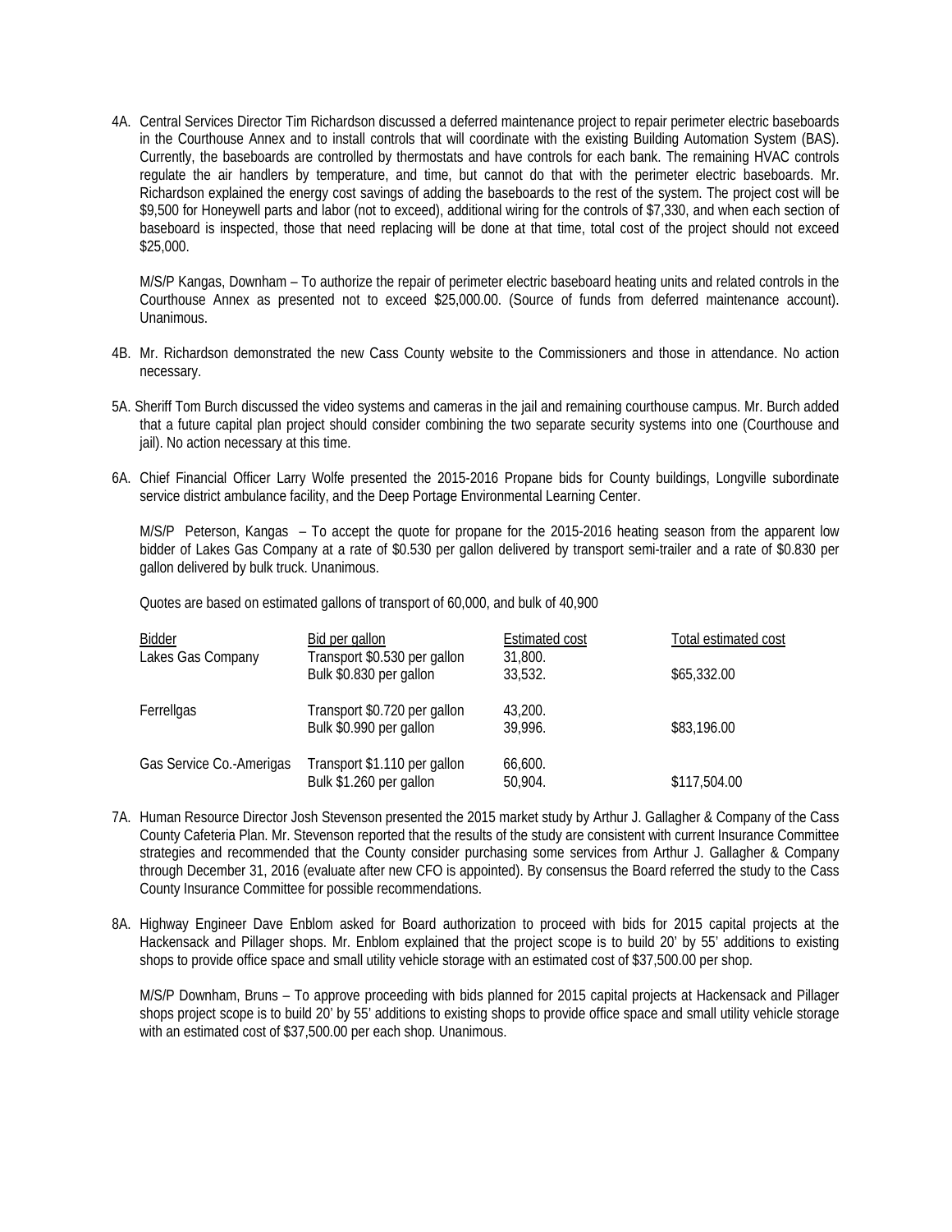4A. Central Services Director Tim Richardson discussed a deferred maintenance project to repair perimeter electric baseboards in the Courthouse Annex and to install controls that will coordinate with the existing Building Automation System (BAS). Currently, the baseboards are controlled by thermostats and have controls for each bank. The remaining HVAC controls regulate the air handlers by temperature, and time, but cannot do that with the perimeter electric baseboards. Mr. Richardson explained the energy cost savings of adding the baseboards to the rest of the system. The project cost will be $9,500 for Honeywell parts and labor (not to exceed), additional wiring for the controls of $7,330, and when each section of baseboard is inspected, those that need replacing will be done at that time, total cost of the project should not exceed $25,000.

M/S/P Kangas, Downham – To authorize the repair of perimeter electric baseboard heating units and related controls in the Courthouse Annex as presented not to exceed $25,000.00. (Source of funds from deferred maintenance account). Unanimous.

4B. Mr. Richardson demonstrated the new Cass County website to the Commissioners and those in attendance. No action necessary.

5A. Sheriff Tom Burch discussed the video systems and cameras in the jail and remaining courthouse campus. Mr. Burch added that a future capital plan project should consider combining the two separate security systems into one (Courthouse and jail). No action necessary at this time.

6A. Chief Financial Officer Larry Wolfe presented the 2015-2016 Propane bids for County buildings, Longville subordinate service district ambulance facility, and the Deep Portage Environmental Learning Center.

M/S/P Peterson, Kangas – To accept the quote for propane for the 2015-2016 heating season from the apparent low bidder of Lakes Gas Company at a rate of $0.530 per gallon delivered by transport semi-trailer and a rate of $0.830 per gallon delivered by bulk truck. Unanimous.

Quotes are based on estimated gallons of transport of 60,000, and bulk of 40,900

| Bidder | Bid per gallon | Estimated cost | Total estimated cost |
|---|---|---|---|
| Lakes Gas Company | Transport $0.530 per gallon | 31,800. | |
| | Bulk $0.830 per gallon | 33,532. | $65,332.00 |
| Ferrellgas | Transport $0.720 per gallon | 43,200. | |
| | Bulk $0.990 per gallon | 39,996. | $83,196.00 |
| Gas Service Co.-Amerigas | Transport $1.110 per gallon | 66,600. | |
| | Bulk $1.260 per gallon | 50,904. | $117,504.00 |

7A. Human Resource Director Josh Stevenson presented the 2015 market study by Arthur J. Gallagher & Company of the Cass County Cafeteria Plan. Mr. Stevenson reported that the results of the study are consistent with current Insurance Committee strategies and recommended that the County consider purchasing some services from Arthur J. Gallagher & Company through December 31, 2016 (evaluate after new CFO is appointed). By consensus the Board referred the study to the Cass County Insurance Committee for possible recommendations.

8A. Highway Engineer Dave Enblom asked for Board authorization to proceed with bids for 2015 capital projects at the Hackensack and Pillager shops. Mr. Enblom explained that the project scope is to build 20' by 55' additions to existing shops to provide office space and small utility vehicle storage with an estimated cost of $37,500.00 per shop.

M/S/P Downham, Bruns – To approve proceeding with bids planned for 2015 capital projects at Hackensack and Pillager shops project scope is to build 20' by 55' additions to existing shops to provide office space and small utility vehicle storage with an estimated cost of $37,500.00 per each shop. Unanimous.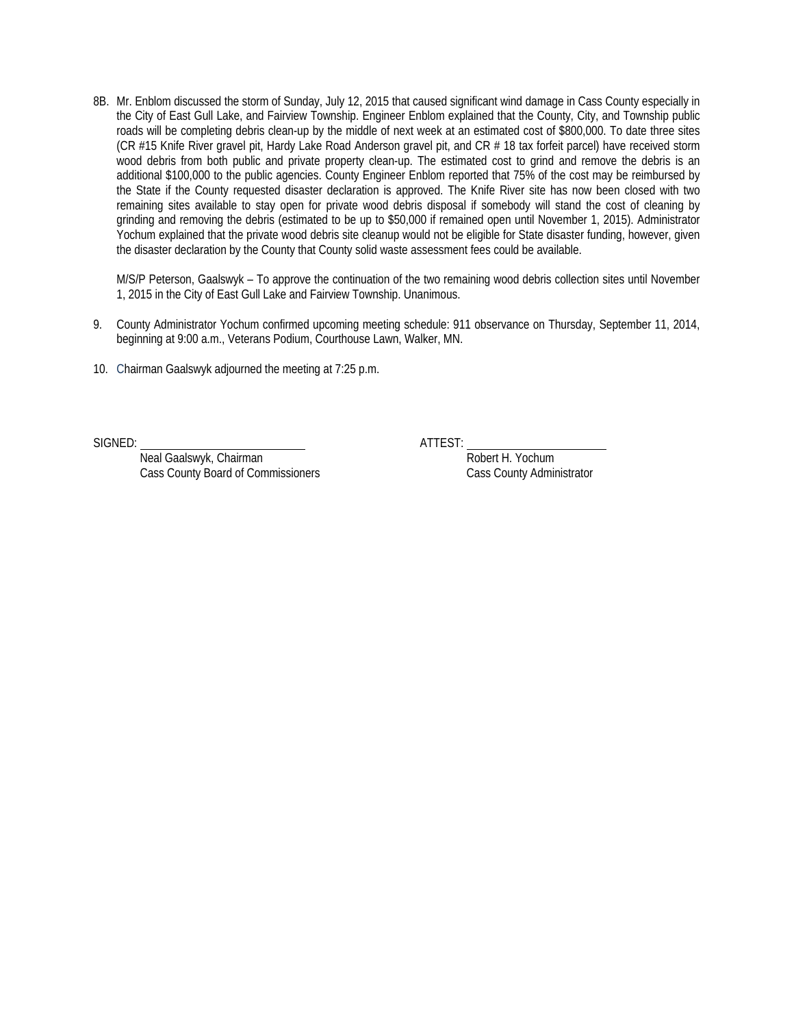8B. Mr. Enblom discussed the storm of Sunday, July 12, 2015 that caused significant wind damage in Cass County especially in the City of East Gull Lake, and Fairview Township. Engineer Enblom explained that the County, City, and Township public roads will be completing debris clean-up by the middle of next week at an estimated cost of $800,000. To date three sites (CR #15 Knife River gravel pit, Hardy Lake Road Anderson gravel pit, and CR # 18 tax forfeit parcel) have received storm wood debris from both public and private property clean-up. The estimated cost to grind and remove the debris is an additional $100,000 to the public agencies. County Engineer Enblom reported that 75% of the cost may be reimbursed by the State if the County requested disaster declaration is approved. The Knife River site has now been closed with two remaining sites available to stay open for private wood debris disposal if somebody will stand the cost of cleaning by grinding and removing the debris (estimated to be up to $50,000 if remained open until November 1, 2015). Administrator Yochum explained that the private wood debris site cleanup would not be eligible for State disaster funding, however, given the disaster declaration by the County that County solid waste assessment fees could be available.

    M/S/P Peterson, Gaalswyk – To approve the continuation of the two remaining wood debris collection sites until November 1, 2015 in the City of East Gull Lake and Fairview Township. Unanimous.

9. County Administrator Yochum confirmed upcoming meeting schedule: 911 observance on Thursday, September 11, 2014, beginning at 9:00 a.m., Veterans Podium, Courthouse Lawn, Walker, MN.

10. Chairman Gaalswyk adjourned the meeting at 7:25 p.m.

SIGNED: \_\_\_\_\_\_\_\_\_\_\_\_\_\_\_\_\_\_\_\_\_\_\_\_\_\_
Neal Gaalswyk, Chairman
Cass County Board of Commissioners

ATTEST: \_\_\_\_\_\_\_\_\_\_\_\_\_\_\_\_\_\_\_\_\_\_\_\_
Robert H. Yochum
Cass County Administrator